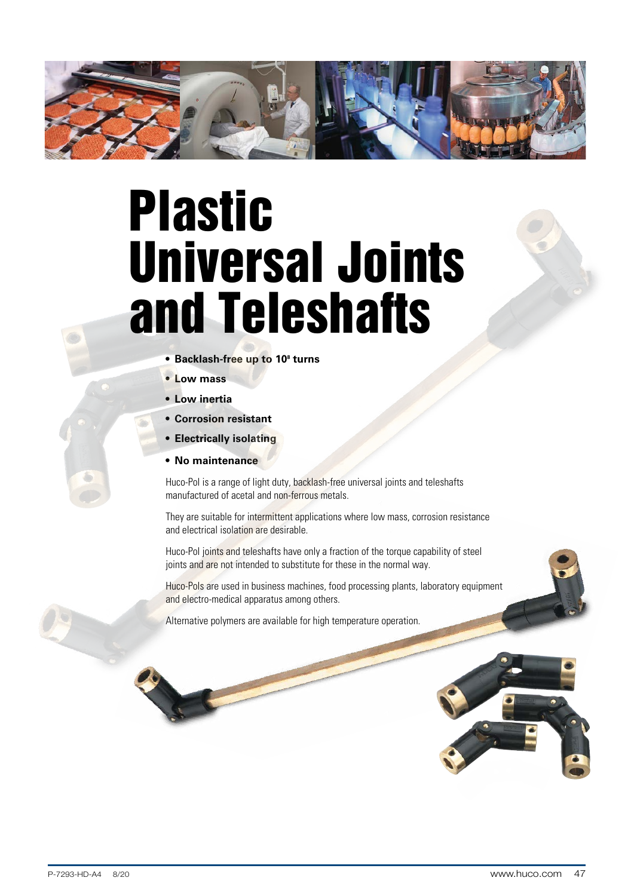# Plastic Universal Joints and Teleshafts

- **Backlash-free up to $10^8$ turns**
- **Low mass**
- **Low inertia**
- **Corrosion resistant**
- **Electrically isolating**
- **No maintenance**

Huco-Pol is a range of light duty, backlash-free universal joints and teleshafts manufactured of acetal and non-ferrous metals.

They are suitable for intermittent applications where low mass, corrosion resistance and electrical isolation are desirable.

Huco-Pol joints and teleshafts have only a fraction of the torque capability of steel joints and are not intended to substitute for these in the normal way.

Huco-Pols are used in business machines, food processing plants, laboratory equipment and electro-medical apparatus among others.

Alternative polymers are available for high temperature operation.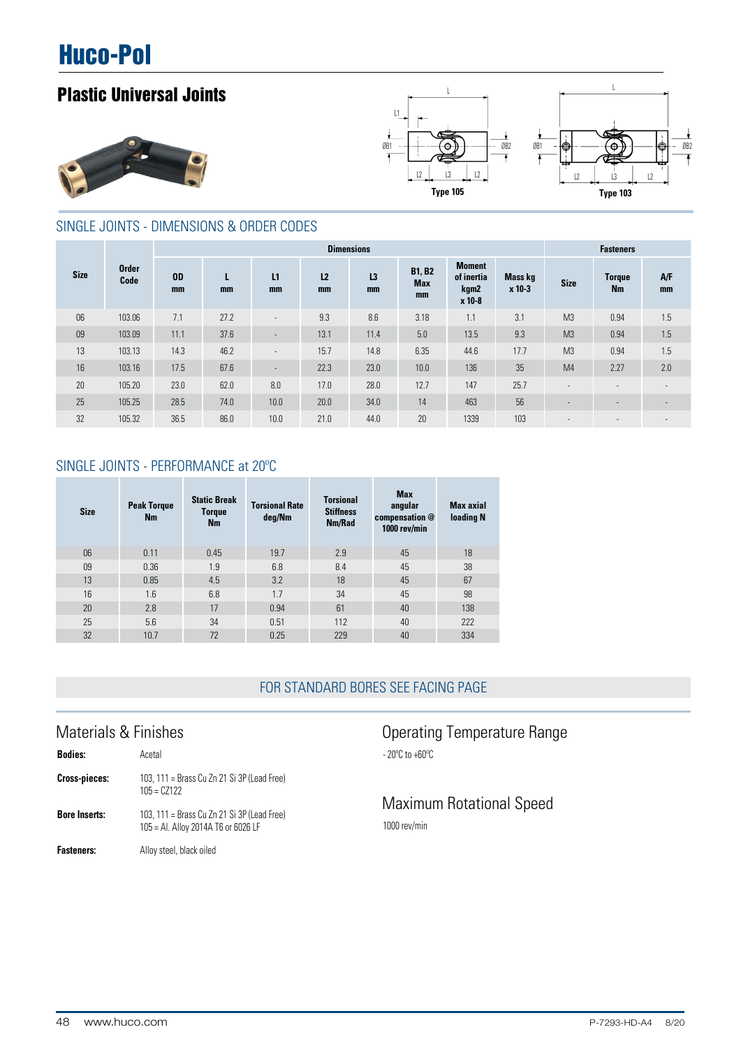# Huco-Pol

## Plastic Universal Joints

L

L1

ØB1

ØB2

L2 L3 L2

Type 105

L

ØB1

ØB2

L2 L3 L2

Type 103

### SINGLE JOINTS - DIMENSIONS & ORDER CODES

| Size | Order Code | Dimensions | | | | | | | | Fasteners | | |
|---|---|---|---|---|---|---|---|---|---|---|---|---|
| | | OD mm | L mm | L1 mm | L2 mm | L3 mm | B1, B2 Max mm | Moment of inertia kgm2 x 10-8 | Mass kg x 10-3 | Size | Torque Nm | A/F mm |
| 06 | 103.06 | 7.1 | 27.2 | - | 9.3 | 8.6 | 3.18 | 1.1 | 3.1 | M3 | 0.94 | 1.5 |
| 09 | 103.09 | 11.1 | 37.6 | - | 13.1 | 11.4 | 5.0 | 13.5 | 9.3 | M3 | 0.94 | 1.5 |
| 13 | 103.13 | 14.3 | 46.2 | - | 15.7 | 14.8 | 6.35 | 44.6 | 17.7 | M3 | 0.94 | 1.5 |
| 16 | 103.16 | 17.5 | 67.6 | - | 22.3 | 23.0 | 10.0 | 136 | 35 | M4 | 2.27 | 2.0 |
| 20 | 105.20 | 23.0 | 62.0 | 8.0 | 17.0 | 28.0 | 12.7 | 147 | 25.7 | - | - | - |
| 25 | 105.25 | 28.5 | 74.0 | 10.0 | 20.0 | 34.0 | 14 | 463 | 56 | - | - | - |
| 32 | 105.32 | 36.5 | 86.0 | 10.0 | 21.0 | 44.0 | 20 | 1339 | 103 | - | - | - |

### SINGLE JOINTS - PERFORMANCE at 20ºC

| Size | Peak Torque Nm | Static Break Torque Nm | Torsional Rate deg/Nm | Torsional Stiffness Nm/Rad | Max angular compensation @ 1000 rev/min | Max axial loading N |
|---|---|---|---|---|---|---|
| 06 | 0.11 | 0.45 | 19.7 | 2.9 | 45 | 18 |
| 09 | 0.36 | 1.9 | 6.8 | 8.4 | 45 | 38 |
| 13 | 0.85 | 4.5 | 3.2 | 18 | 45 | 67 |
| 16 | 1.6 | 6.8 | 1.7 | 34 | 45 | 98 |
| 20 | 2.8 | 17 | 0.94 | 61 | 40 | 138 |
| 25 | 5.6 | 34 | 0.51 | 112 | 40 | 222 |
| 32 | 10.7 | 72 | 0.25 | 229 | 40 | 334 |

FOR STANDARD BORES SEE FACING PAGE

## Materials & Finishes

**Bodies:** Acetal

**Cross-pieces:** 103, 111 = Brass Cu Zn 21 Si 3P (Lead Free)
105 = CZ122

**Bore Inserts:** 103, 111 = Brass Cu Zn 21 Si 3P (Lead Free)
105 = Al. Alloy 2014A T6 or 6026 LF

**Fasteners:** Alloy steel, black oiled

## Operating Temperature Range

- 20ºC to +60ºC

## Maximum Rotational Speed

1000 rev/min